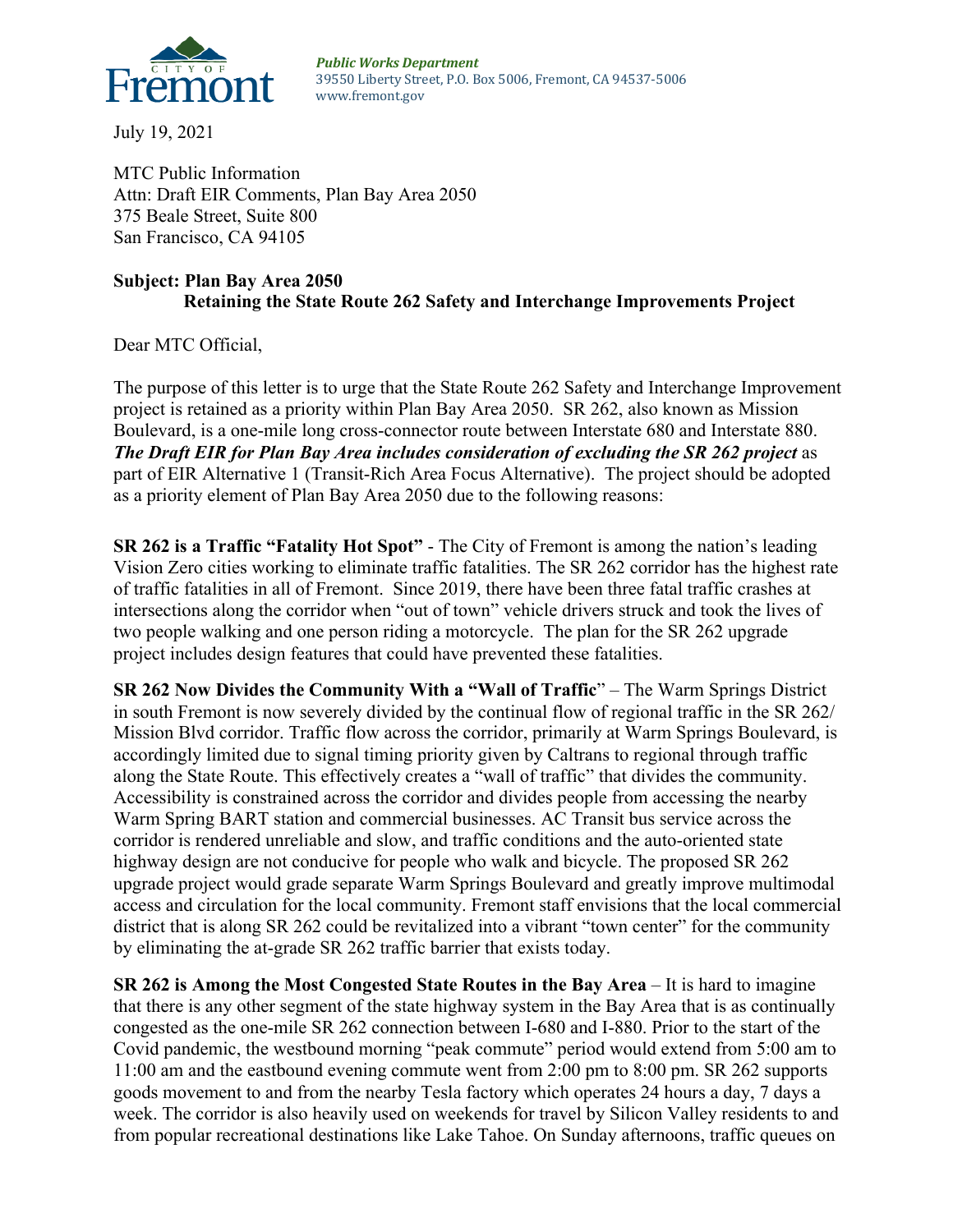City of Fremont

***Public Works Department***
39550 Liberty Street, P.O. Box 5006, Fremont, CA 94537-5006
www.fremont.gov

July 19, 2021

MTC Public Information
Attn: Draft EIR Comments, Plan Bay Area 2050
375 Beale Street, Suite 800
San Francisco, CA 94105

**Subject: Plan Bay Area 2050**
**Retaining the State Route 262 Safety and Interchange Improvements Project**

Dear MTC Official,

The purpose of this letter is to urge that the State Route 262 Safety and Interchange Improvement project is retained as a priority within Plan Bay Area 2050. SR 262, also known as Mission Boulevard, is a one-mile long cross-connector route between Interstate 680 and Interstate 880. ***The Draft EIR for Plan Bay Area includes consideration of excluding the SR 262 project*** as part of EIR Alternative 1 (Transit-Rich Area Focus Alternative). The project should be adopted as a priority element of Plan Bay Area 2050 due to the following reasons:

**SR 262 is a Traffic "Fatality Hot Spot"** - The City of Fremont is among the nation's leading Vision Zero cities working to eliminate traffic fatalities. The SR 262 corridor has the highest rate of traffic fatalities in all of Fremont. Since 2019, there have been three fatal traffic crashes at intersections along the corridor when "out of town" vehicle drivers struck and took the lives of two people walking and one person riding a motorcycle. The plan for the SR 262 upgrade project includes design features that could have prevented these fatalities.

**SR 262 Now Divides the Community With a "Wall of Traffic**" – The Warm Springs District in south Fremont is now severely divided by the continual flow of regional traffic in the SR 262/ Mission Blvd corridor. Traffic flow across the corridor, primarily at Warm Springs Boulevard, is accordingly limited due to signal timing priority given by Caltrans to regional through traffic along the State Route. This effectively creates a "wall of traffic" that divides the community. Accessibility is constrained across the corridor and divides people from accessing the nearby Warm Spring BART station and commercial businesses. AC Transit bus service across the corridor is rendered unreliable and slow, and traffic conditions and the auto-oriented state highway design are not conducive for people who walk and bicycle. The proposed SR 262 upgrade project would grade separate Warm Springs Boulevard and greatly improve multimodal access and circulation for the local community. Fremont staff envisions that the local commercial district that is along SR 262 could be revitalized into a vibrant "town center" for the community by eliminating the at-grade SR 262 traffic barrier that exists today.

**SR 262 is Among the Most Congested State Routes in the Bay Area** – It is hard to imagine that there is any other segment of the state highway system in the Bay Area that is as continually congested as the one-mile SR 262 connection between I-680 and I-880. Prior to the start of the Covid pandemic, the westbound morning "peak commute" period would extend from 5:00 am to 11:00 am and the eastbound evening commute went from 2:00 pm to 8:00 pm. SR 262 supports goods movement to and from the nearby Tesla factory which operates 24 hours a day, 7 days a week. The corridor is also heavily used on weekends for travel by Silicon Valley residents to and from popular recreational destinations like Lake Tahoe. On Sunday afternoons, traffic queues on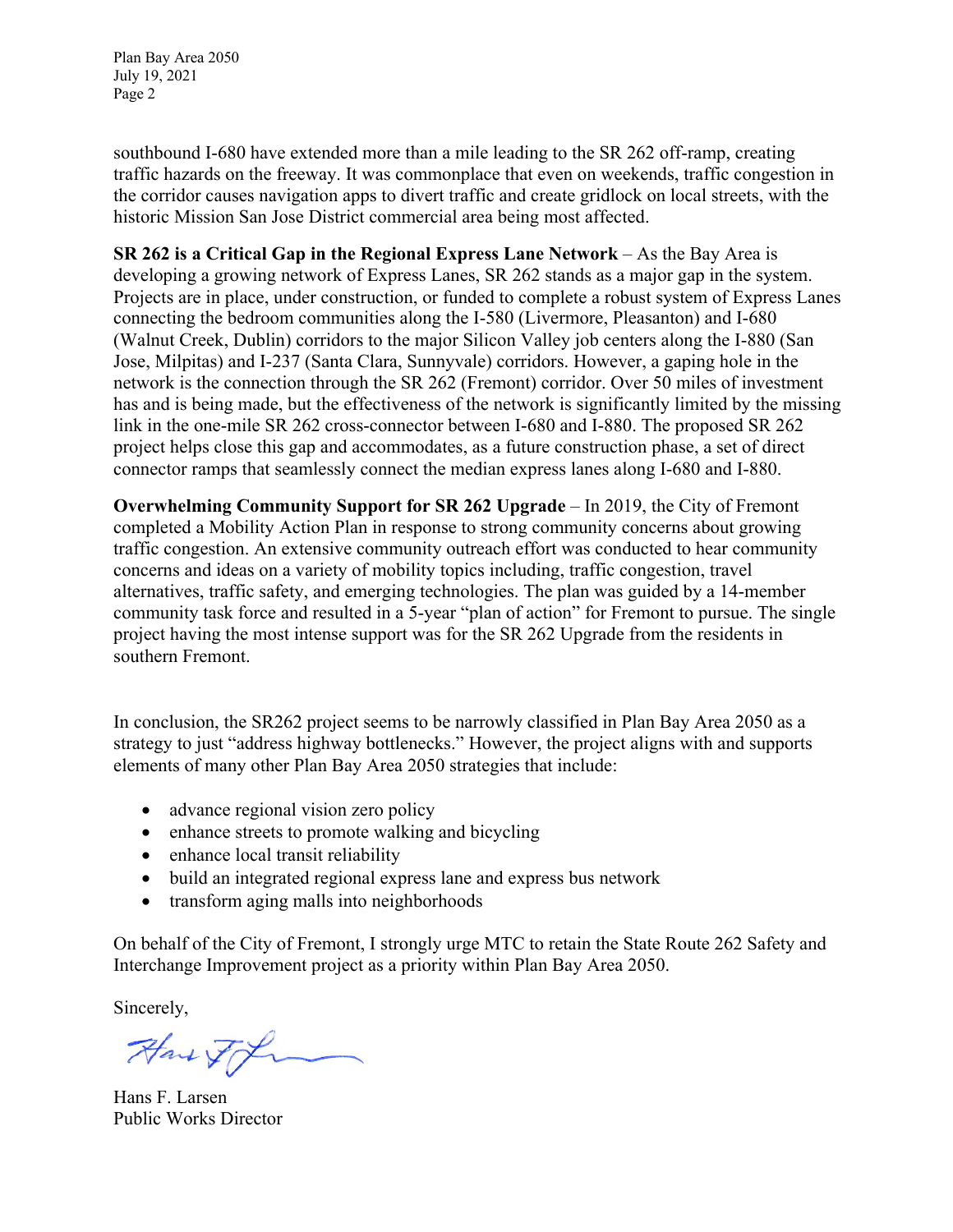southbound I-680 have extended more than a mile leading to the SR 262 off-ramp, creating traffic hazards on the freeway. It was commonplace that even on weekends, traffic congestion in the corridor causes navigation apps to divert traffic and create gridlock on local streets, with the historic Mission San Jose District commercial area being most affected.

**SR 262 is a Critical Gap in the Regional Express Lane Network** – As the Bay Area is developing a growing network of Express Lanes, SR 262 stands as a major gap in the system. Projects are in place, under construction, or funded to complete a robust system of Express Lanes connecting the bedroom communities along the I-580 (Livermore, Pleasanton) and I-680 (Walnut Creek, Dublin) corridors to the major Silicon Valley job centers along the I-880 (San Jose, Milpitas) and I-237 (Santa Clara, Sunnyvale) corridors. However, a gaping hole in the network is the connection through the SR 262 (Fremont) corridor. Over 50 miles of investment has and is being made, but the effectiveness of the network is significantly limited by the missing link in the one-mile SR 262 cross-connector between I-680 and I-880. The proposed SR 262 project helps close this gap and accommodates, as a future construction phase, a set of direct connector ramps that seamlessly connect the median express lanes along I-680 and I-880.

**Overwhelming Community Support for SR 262 Upgrade** – In 2019, the City of Fremont completed a Mobility Action Plan in response to strong community concerns about growing traffic congestion. An extensive community outreach effort was conducted to hear community concerns and ideas on a variety of mobility topics including, traffic congestion, travel alternatives, traffic safety, and emerging technologies. The plan was guided by a 14-member community task force and resulted in a 5-year "plan of action" for Fremont to pursue. The single project having the most intense support was for the SR 262 Upgrade from the residents in southern Fremont.

In conclusion, the SR262 project seems to be narrowly classified in Plan Bay Area 2050 as a strategy to just "address highway bottlenecks." However, the project aligns with and supports elements of many other Plan Bay Area 2050 strategies that include:

- advance regional vision zero policy
- enhance streets to promote walking and bicycling
- enhance local transit reliability
- build an integrated regional express lane and express bus network
- transform aging malls into neighborhoods

On behalf of the City of Fremont, I strongly urge MTC to retain the State Route 262 Safety and Interchange Improvement project as a priority within Plan Bay Area 2050.

Sincerely,

Hans F. Larsen
Public Works Director